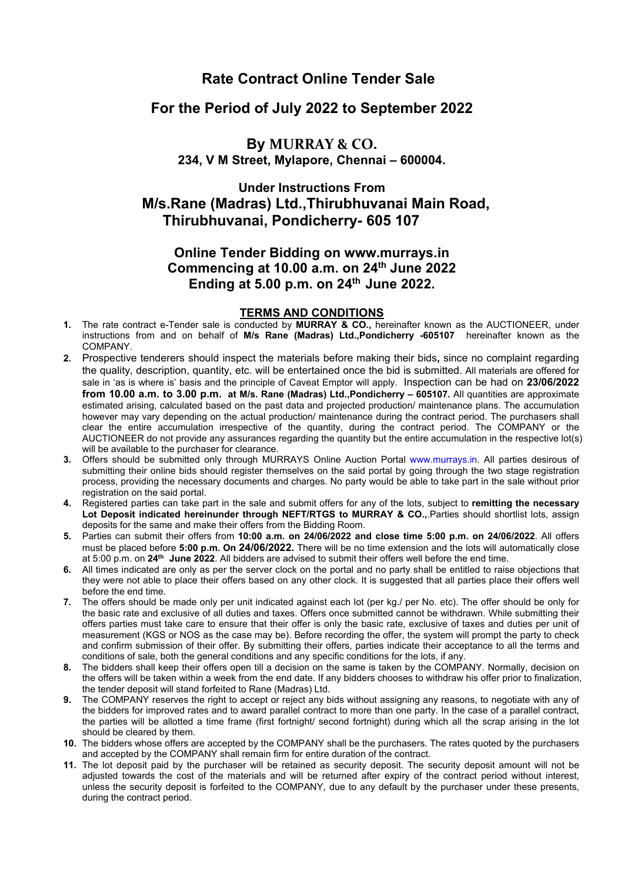# Rate Contract Online Tender Sale

## For the Period of July 2022 to September 2022

## By MURRAY & CO.

**234, V M Street, Mylapore, Chennai – 600004.**

## Under Instructions From
## M/s.Rane (Madras) Ltd.,Thirubhuvanai Main Road, Thirubhuvanai, Pondicherry- 605 107

## Online Tender Bidding on www.murrays.in
## Commencing at 10.00 a.m. on 24th June 2022
## Ending at 5.00 p.m. on 24th June 2022.

### TERMS AND CONDITIONS

1. The rate contract e-Tender sale is conducted by **MURRAY & CO.,** hereinafter known as the AUCTIONEER, under instructions from and on behalf of **M/s Rane (Madras) Ltd.,Pondicherry -605107** hereinafter known as the COMPANY.
2. Prospective tenderers should inspect the materials before making their bids**,** since no complaint regarding the quality, description, quantity, etc. will be entertained once the bid is submitted. All materials are offered for sale in 'as is where is' basis and the principle of Caveat Emptor will apply. Inspection can be had on **23/06/2022 from 10.00 a.m. to 3.00 p.m. at M/s. Rane (Madras) Ltd.,Pondicherry – 605107.** All quantities are approximate estimated arising, calculated based on the past data and projected production/ maintenance plans. The accumulation however may vary depending on the actual production/ maintenance during the contract period. The purchasers shall clear the entire accumulation irrespective of the quantity, during the contract period. The COMPANY or the AUCTIONEER do not provide any assurances regarding the quantity but the entire accumulation in the respective lot(s) will be available to the purchaser for clearance.
3. Offers should be submitted only through MURRAYS Online Auction Portal www.murrays.in. All parties desirous of submitting their online bids should register themselves on the said portal by going through the two stage registration process, providing the necessary documents and charges. No party would be able to take part in the sale without prior registration on the said portal.
4. Registered parties can take part in the sale and submit offers for any of the lots, subject to **remitting the necessary Lot Deposit indicated hereinunder through NEFT/RTGS to MURRAY & CO.,**.Parties should shortlist lots, assign deposits for the same and make their offers from the Bidding Room.
5. Parties can submit their offers from **10:00 a.m. on 24/06/2022 and close time 5:00 p.m. on 24/06/2022**. All offers must be placed before **5:00 p.m. On 24/06/2022.** There will be no time extension and the lots will automatically close at 5:00 p.m. on **24th June 2022**. All bidders are advised to submit their offers well before the end time.
6. All times indicated are only as per the server clock on the portal and no party shall be entitled to raise objections that they were not able to place their offers based on any other clock. It is suggested that all parties place their offers well before the end time.
7. The offers should be made only per unit indicated against each lot (per kg./ per No. etc). The offer should be only for the basic rate and exclusive of all duties and taxes. Offers once submitted cannot be withdrawn. While submitting their offers parties must take care to ensure that their offer is only the basic rate, exclusive of taxes and duties per unit of measurement (KGS or NOS as the case may be). Before recording the offer, the system will prompt the party to check and confirm submission of their offer. By submitting their offers, parties indicate their acceptance to all the terms and conditions of sale, both the general conditions and any specific conditions for the lots, if any.
8. The bidders shall keep their offers open till a decision on the same is taken by the COMPANY. Normally, decision on the offers will be taken within a week from the end date. If any bidders chooses to withdraw his offer prior to finalization, the tender deposit will stand forfeited to Rane (Madras) Ltd.
9. The COMPANY reserves the right to accept or reject any bids without assigning any reasons, to negotiate with any of the bidders for improved rates and to award parallel contract to more than one party. In the case of a parallel contract, the parties will be allotted a time frame (first fortnight/ second fortnight) during which all the scrap arising in the lot should be cleared by them.
10. The bidders whose offers are accepted by the COMPANY shall be the purchasers. The rates quoted by the purchasers and accepted by the COMPANY shall remain firm for entire duration of the contract.
11. The lot deposit paid by the purchaser will be retained as security deposit. The security deposit amount will not be adjusted towards the cost of the materials and will be returned after expiry of the contract period without interest, unless the security deposit is forfeited to the COMPANY, due to any default by the purchaser under these presents, during the contract period.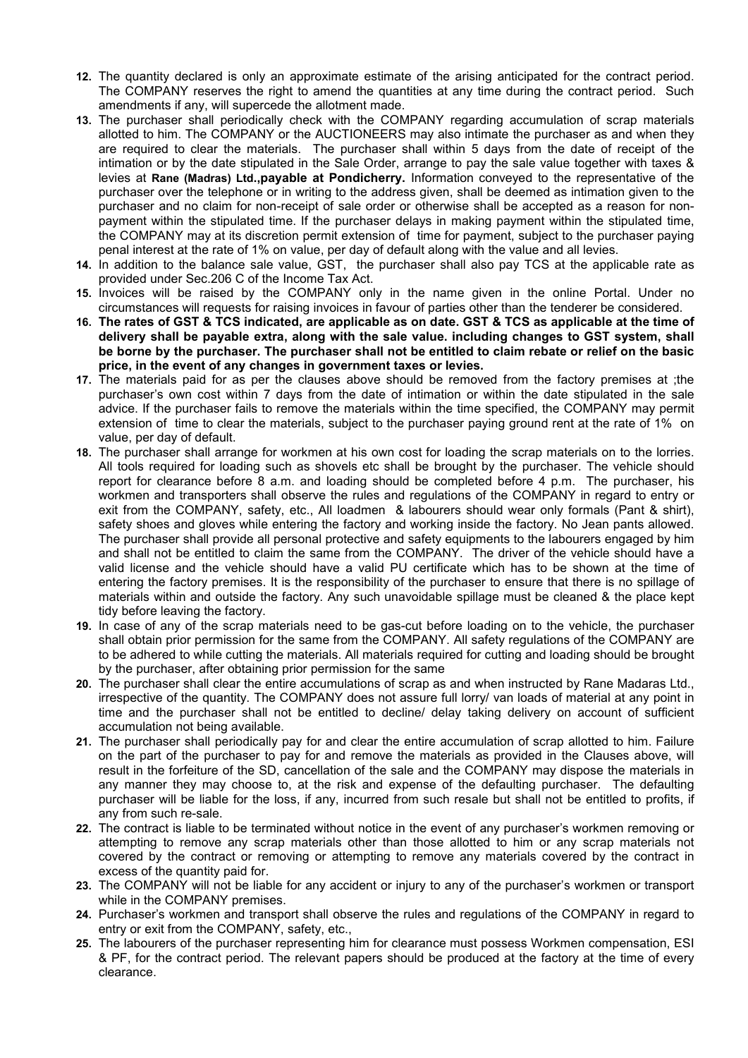12. The quantity declared is only an approximate estimate of the arising anticipated for the contract period. The COMPANY reserves the right to amend the quantities at any time during the contract period. Such amendments if any, will supercede the allotment made.
13. The purchaser shall periodically check with the COMPANY regarding accumulation of scrap materials allotted to him. The COMPANY or the AUCTIONEERS may also intimate the purchaser as and when they are required to clear the materials. The purchaser shall within 5 days from the date of receipt of the intimation or by the date stipulated in the Sale Order, arrange to pay the sale value together with taxes & levies at **Rane (Madras) Ltd.,payable at Pondicherry.** Information conveyed to the representative of the purchaser over the telephone or in writing to the address given, shall be deemed as intimation given to the purchaser and no claim for non-receipt of sale order or otherwise shall be accepted as a reason for non-payment within the stipulated time. If the purchaser delays in making payment within the stipulated time, the COMPANY may at its discretion permit extension of time for payment, subject to the purchaser paying penal interest at the rate of 1% on value, per day of default along with the value and all levies.
14. In addition to the balance sale value, GST, the purchaser shall also pay TCS at the applicable rate as provided under Sec.206 C of the Income Tax Act.
15. Invoices will be raised by the COMPANY only in the name given in the online Portal. Under no circumstances will requests for raising invoices in favour of parties other than the tenderer be considered.
16. **The rates of GST & TCS indicated, are applicable as on date. GST & TCS as applicable at the time of delivery shall be payable extra, along with the sale value. including changes to GST system, shall be borne by the purchaser. The purchaser shall not be entitled to claim rebate or relief on the basic price, in the event of any changes in government taxes or levies.**
17. The materials paid for as per the clauses above should be removed from the factory premises at ;the purchaser's own cost within 7 days from the date of intimation or within the date stipulated in the sale advice. If the purchaser fails to remove the materials within the time specified, the COMPANY may permit extension of time to clear the materials, subject to the purchaser paying ground rent at the rate of 1% on value, per day of default.
18. The purchaser shall arrange for workmen at his own cost for loading the scrap materials on to the lorries. All tools required for loading such as shovels etc shall be brought by the purchaser. The vehicle should report for clearance before 8 a.m. and loading should be completed before 4 p.m. The purchaser, his workmen and transporters shall observe the rules and regulations of the COMPANY in regard to entry or exit from the COMPANY, safety, etc., All loadmen & labourers should wear only formals (Pant & shirt), safety shoes and gloves while entering the factory and working inside the factory. No Jean pants allowed. The purchaser shall provide all personal protective and safety equipments to the labourers engaged by him and shall not be entitled to claim the same from the COMPANY. The driver of the vehicle should have a valid license and the vehicle should have a valid PU certificate which has to be shown at the time of entering the factory premises. It is the responsibility of the purchaser to ensure that there is no spillage of materials within and outside the factory. Any such unavoidable spillage must be cleaned & the place kept tidy before leaving the factory.
19. In case of any of the scrap materials need to be gas-cut before loading on to the vehicle, the purchaser shall obtain prior permission for the same from the COMPANY. All safety regulations of the COMPANY are to be adhered to while cutting the materials. All materials required for cutting and loading should be brought by the purchaser, after obtaining prior permission for the same
20. The purchaser shall clear the entire accumulations of scrap as and when instructed by Rane Madaras Ltd., irrespective of the quantity. The COMPANY does not assure full lorry/ van loads of material at any point in time and the purchaser shall not be entitled to decline/ delay taking delivery on account of sufficient accumulation not being available.
21. The purchaser shall periodically pay for and clear the entire accumulation of scrap allotted to him. Failure on the part of the purchaser to pay for and remove the materials as provided in the Clauses above, will result in the forfeiture of the SD, cancellation of the sale and the COMPANY may dispose the materials in any manner they may choose to, at the risk and expense of the defaulting purchaser. The defaulting purchaser will be liable for the loss, if any, incurred from such resale but shall not be entitled to profits, if any from such re-sale.
22. The contract is liable to be terminated without notice in the event of any purchaser's workmen removing or attempting to remove any scrap materials other than those allotted to him or any scrap materials not covered by the contract or removing or attempting to remove any materials covered by the contract in excess of the quantity paid for.
23. The COMPANY will not be liable for any accident or injury to any of the purchaser's workmen or transport while in the COMPANY premises.
24. Purchaser's workmen and transport shall observe the rules and regulations of the COMPANY in regard to entry or exit from the COMPANY, safety, etc.,
25. The labourers of the purchaser representing him for clearance must possess Workmen compensation, ESI & PF, for the contract period. The relevant papers should be produced at the factory at the time of every clearance.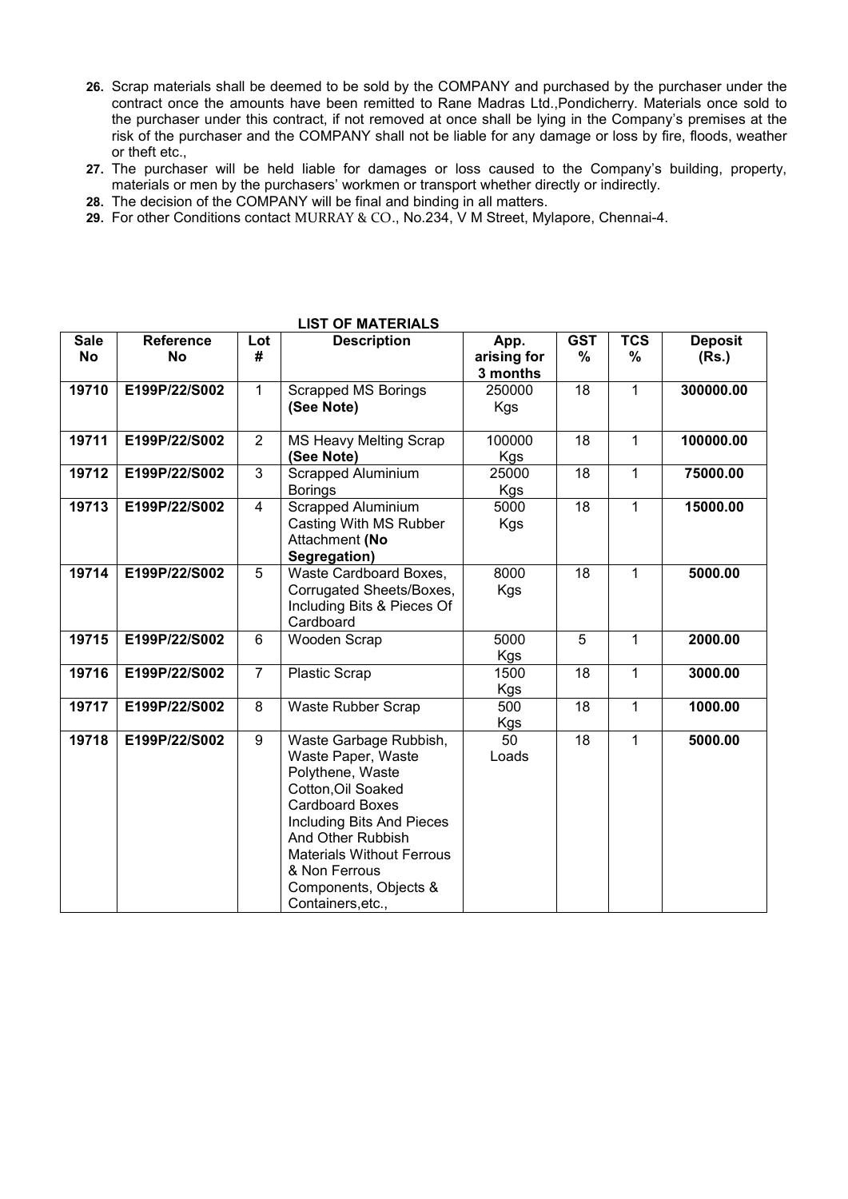26. Scrap materials shall be deemed to be sold by the COMPANY and purchased by the purchaser under the contract once the amounts have been remitted to Rane Madras Ltd.,Pondicherry. Materials once sold to the purchaser under this contract, if not removed at once shall be lying in the Company's premises at the risk of the purchaser and the COMPANY shall not be liable for any damage or loss by fire, floods, weather or theft etc.,
27. The purchaser will be held liable for damages or loss caused to the Company's building, property, materials or men by the purchasers' workmen or transport whether directly or indirectly.
28. The decision of the COMPANY will be final and binding in all matters.
29. For other Conditions contact MURRAY & CO., No.234, V M Street, Mylapore, Chennai-4.

**LIST OF MATERIALS**

| Sale No | Reference No | Lot # | Description | App. arising for 3 months | GST % | TCS % | Deposit (Rs.) |
|---|---|---|---|---|---|---|---|
| **19710** | **E199P/22/S002** | 1 | Scrapped MS Borings **(See Note)** | 250000 Kgs | 18 | 1 | **300000.00** |
| **19711** | **E199P/22/S002** | 2 | MS Heavy Melting Scrap **(See Note)** | 100000 Kgs | 18 | 1 | **100000.00** |
| **19712** | **E199P/22/S002** | 3 | Scrapped Aluminium Borings | 25000 Kgs | 18 | 1 | **75000.00** |
| **19713** | **E199P/22/S002** | 4 | Scrapped Aluminium Casting With MS Rubber Attachment **(No Segregation)** | 5000 Kgs | 18 | 1 | **15000.00** |
| **19714** | **E199P/22/S002** | 5 | Waste Cardboard Boxes, Corrugated Sheets/Boxes, Including Bits & Pieces Of Cardboard | 8000 Kgs | 18 | 1 | **5000.00** |
| **19715** | **E199P/22/S002** | 6 | Wooden Scrap | 5000 Kgs | 5 | 1 | **2000.00** |
| **19716** | **E199P/22/S002** | 7 | Plastic Scrap | 1500 Kgs | 18 | 1 | **3000.00** |
| **19717** | **E199P/22/S002** | 8 | Waste Rubber Scrap | 500 Kgs | 18 | 1 | **1000.00** |
| **19718** | **E199P/22/S002** | 9 | Waste Garbage Rubbish, Waste Paper, Waste Polythene, Waste Cotton,Oil Soaked Cardboard Boxes Including Bits And Pieces And Other Rubbish Materials Without Ferrous & Non Ferrous Components, Objects & Containers,etc., | 50 Loads | 18 | 1 | **5000.00** |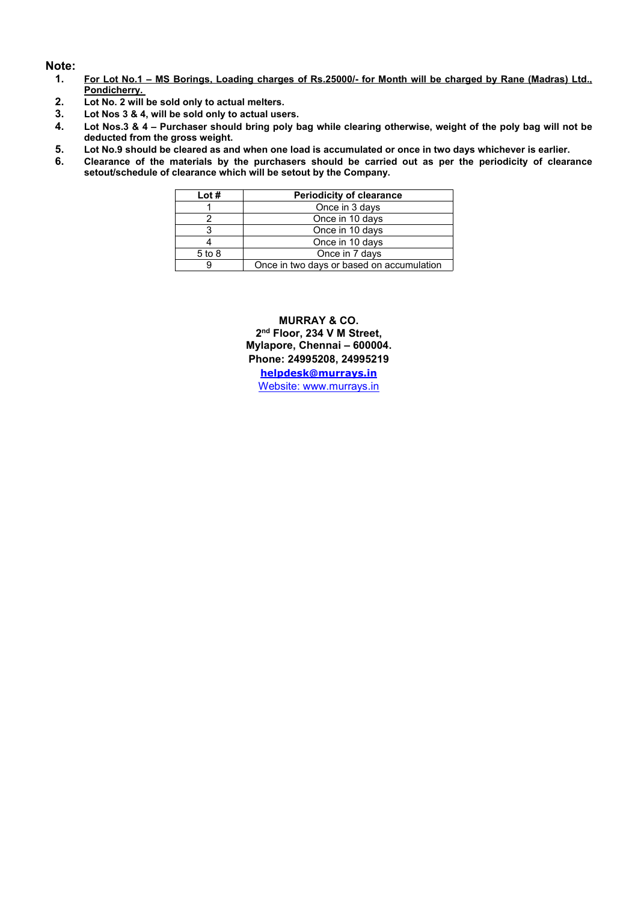**Note:**

1. **For Lot No.1 – MS Borings, Loading charges of Rs.25000/- for Month will be charged by Rane (Madras) Ltd., Pondicherry.**
2. **Lot No. 2 will be sold only to actual melters.**
3. **Lot Nos 3 & 4, will be sold only to actual users.**
4. **Lot Nos.3 & 4 – Purchaser should bring poly bag while clearing otherwise, weight of the poly bag will not be deducted from the gross weight.**
5. **Lot No.9 should be cleared as and when one load is accumulated or once in two days whichever is earlier.**
6. **Clearance of the materials by the purchasers should be carried out as per the periodicity of clearance setout/schedule of clearance which will be setout by the Company.**

| Lot # | Periodicity of clearance |
|---|---|
| 1 | Once in 3 days |
| 2 | Once in 10 days |
| 3 | Once in 10 days |
| 4 | Once in 10 days |
| 5 to 8 | Once in 7 days |
| 9 | Once in two days or based on accumulation |

**MURRAY & CO.**
**2nd Floor, 234 V M Street,**
**Mylapore, Chennai – 600004.**
**Phone: 24995208, 24995219**
**helpdesk@murrays.in**
Website: www.murrays.in